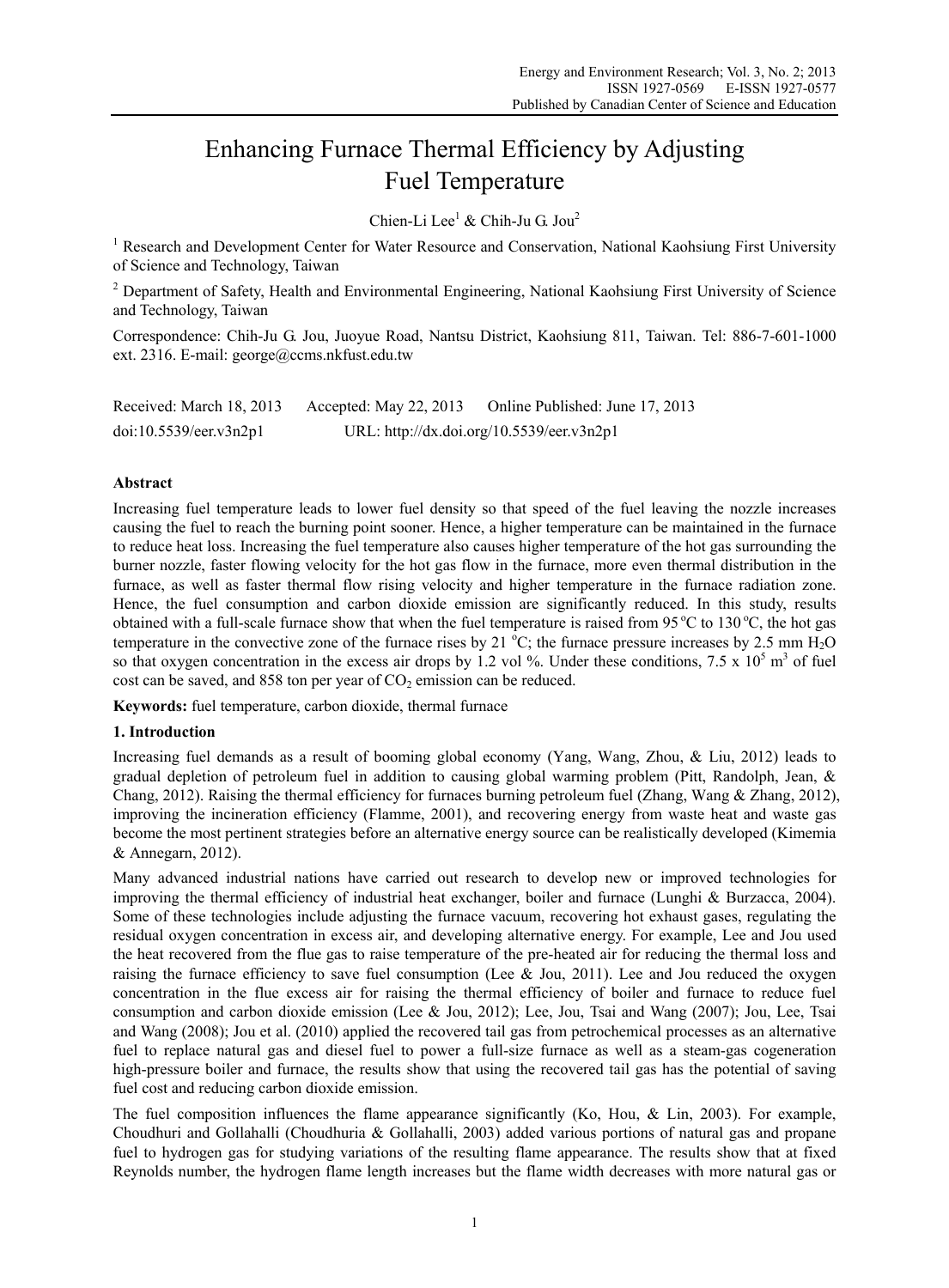# Enhancing Furnace Thermal Efficiency by Adjusting Fuel Temperature

Chien-Li Lee[1] & Chih-Ju G. Jou[2]

[1] Research and Development Center for Water Resource and Conservation, National Kaohsiung First University of Science and Technology, Taiwan

[2] Department of Safety, Health and Environmental Engineering, National Kaohsiung First University of Science and Technology, Taiwan

Correspondence: Chih-Ju G. Jou, Juoyue Road, Nantsu District, Kaohsiung 811, Taiwan. Tel: 886-7-601-1000 ext. 2316. E-mail: george@ccms.nkfust.edu.tw

Received: March 18, 2013 Accepted: May 22, 2013 Online Published: June 17, 2013

doi:10.5539/eer.v3n2p1 URL: http://dx.doi.org/10.5539/eer.v3n2p1

## Abstract

Increasing fuel temperature leads to lower fuel density so that speed of the fuel leaving the nozzle increases causing the fuel to reach the burning point sooner. Hence, a higher temperature can be maintained in the furnace to reduce heat loss. Increasing the fuel temperature also causes higher temperature of the hot gas surrounding the burner nozzle, faster flowing velocity for the hot gas flow in the furnace, more even thermal distribution in the furnace, as well as faster thermal flow rising velocity and higher temperature in the furnace radiation zone. Hence, the fuel consumption and carbon dioxide emission are significantly reduced. In this study, results obtained with a full-scale furnace show that when the fuel temperature is raised from 95 °C to 130 °C, the hot gas temperature in the convective zone of the furnace rises by 21 °C; the furnace pressure increases by 2.5 mm $H_2O$ so that oxygen concentration in the excess air drops by 1.2 vol %. Under these conditions, 7.5 x $10^5$ $m^3$ of fuel cost can be saved, and 858 ton per year of $CO_2$ emission can be reduced.

**Keywords:** fuel temperature, carbon dioxide, thermal furnace

## 1. Introduction

Increasing fuel demands as a result of booming global economy (Yang, Wang, Zhou, & Liu, 2012) leads to gradual depletion of petroleum fuel in addition to causing global warming problem (Pitt, Randolph, Jean, & Chang, 2012). Raising the thermal efficiency for furnaces burning petroleum fuel (Zhang, Wang & Zhang, 2012), improving the incineration efficiency (Flamme, 2001), and recovering energy from waste heat and waste gas become the most pertinent strategies before an alternative energy source can be realistically developed (Kimemia & Annegarn, 2012).

Many advanced industrial nations have carried out research to develop new or improved technologies for improving the thermal efficiency of industrial heat exchanger, boiler and furnace (Lunghi & Burzacca, 2004). Some of these technologies include adjusting the furnace vacuum, recovering hot exhaust gases, regulating the residual oxygen concentration in excess air, and developing alternative energy. For example, Lee and Jou used the heat recovered from the flue gas to raise temperature of the pre-heated air for reducing the thermal loss and raising the furnace efficiency to save fuel consumption (Lee & Jou, 2011). Lee and Jou reduced the oxygen concentration in the flue excess air for raising the thermal efficiency of boiler and furnace to reduce fuel consumption and carbon dioxide emission (Lee & Jou, 2012); Lee, Jou, Tsai and Wang (2007); Jou, Lee, Tsai and Wang (2008); Jou et al. (2010) applied the recovered tail gas from petrochemical processes as an alternative fuel to replace natural gas and diesel fuel to power a full-size furnace as well as a steam-gas cogeneration high-pressure boiler and furnace, the results show that using the recovered tail gas has the potential of saving fuel cost and reducing carbon dioxide emission.

The fuel composition influences the flame appearance significantly (Ko, Hou, & Lin, 2003). For example, Choudhuri and Gollahalli (Choudhuria & Gollahalli, 2003) added various portions of natural gas and propane fuel to hydrogen gas for studying variations of the resulting flame appearance. The results show that at fixed Reynolds number, the hydrogen flame length increases but the flame width decreases with more natural gas or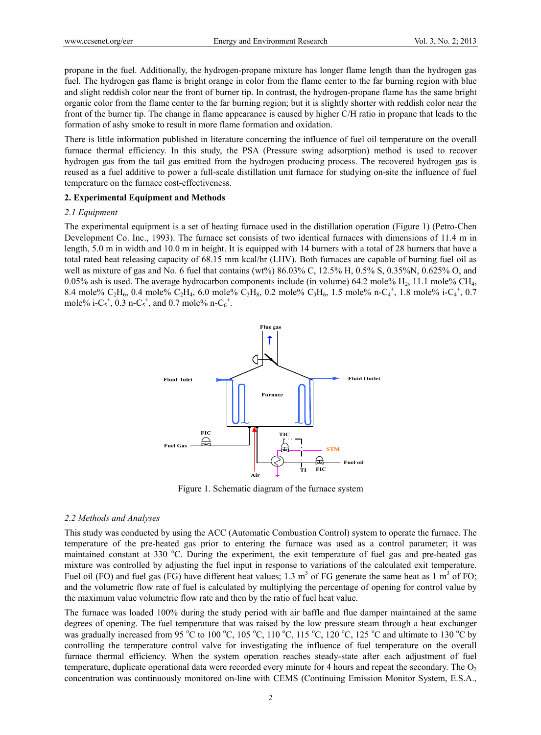propane in the fuel. Additionally, the hydrogen-propane mixture has longer flame length than the hydrogen gas fuel. The hydrogen gas flame is bright orange in color from the flame center to the far burning region with blue and slight reddish color near the front of burner tip. In contrast, the hydrogen-propane flame has the same bright organic color from the flame center to the far burning region; but it is slightly shorter with reddish color near the front of the burner tip. The change in flame appearance is caused by higher C/H ratio in propane that leads to the formation of ashy smoke to result in more flame formation and oxidation.

There is little information published in literature concerning the influence of fuel oil temperature on the overall furnace thermal efficiency. In this study, the PSA (Pressure swing adsorption) method is used to recover hydrogen gas from the tail gas emitted from the hydrogen producing process. The recovered hydrogen gas is reused as a fuel additive to power a full-scale distillation unit furnace for studying on-site the influence of fuel temperature on the furnace cost-effectiveness.

## 2. Experimental Equipment and Methods

### *2.1 Equipment*

The experimental equipment is a set of heating furnace used in the distillation operation (Figure 1) (Petro-Chen Development Co. Inc., 1993). The furnace set consists of two identical furnaces with dimensions of 11.4 m in length, 5.0 m in width and 10.0 m in height. It is equipped with 14 burners with a total of 28 burners that have a total rated heat releasing capacity of 68.15 mm kcal/hr (LHV). Both furnaces are capable of burning fuel oil as well as mixture of gas and No. 6 fuel that contains (wt%) 86.03% C, 12.5% H, 0.5% S, 0.35%N, 0.625% O, and 0.05% ash is used. The average hydrocarbon components include (in volume) 64.2 mole% $H_2$, 11.1 mole% $CH_4$, 8.4 mole% $C_2H_6$, 0.4 mole% $C_2H_4$, 6.0 mole% $C_3H_8$, 0.2 mole% $C_3H_6$, 1.5 mole% n-$C_4^+$, 1.8 mole% i-$C_4^+$, 0.7 mole% i-$C_5^+$, 0.3 n-$C_5^+$, and 0.7 mole% n-$C_6^+$.

Figure 1. Schematic diagram of the furnace system

### *2.2 Methods and Analyses*

This study was conducted by using the ACC (Automatic Combustion Control) system to operate the furnace. The temperature of the pre-heated gas prior to entering the furnace was used as a control parameter; it was maintained constant at 330 °C. During the experiment, the exit temperature of fuel gas and pre-heated gas mixture was controlled by adjusting the fuel input in response to variations of the calculated exit temperature. Fuel oil (FO) and fuel gas (FG) have different heat values; 1.3 $m^3$ of FG generate the same heat as 1 $m^3$ of FO; and the volumetric flow rate of fuel is calculated by multiplying the percentage of opening for control value by the maximum value volumetric flow rate and then by the ratio of fuel heat value.

The furnace was loaded 100% during the study period with air baffle and flue damper maintained at the same degrees of opening. The fuel temperature that was raised by the low pressure steam through a heat exchanger was gradually increased from 95 °C to 100 °C, 105 °C, 110 °C, 115 °C, 120 °C, 125 °C and ultimate to 130 °C by controlling the temperature control valve for investigating the influence of fuel temperature on the overall furnace thermal efficiency. When the system operation reaches steady-state after each adjustment of fuel temperature, duplicate operational data were recorded every minute for 4 hours and repeat the secondary. The $O_2$ concentration was continuously monitored on-line with CEMS (Continuing Emission Monitor System, E.S.A.,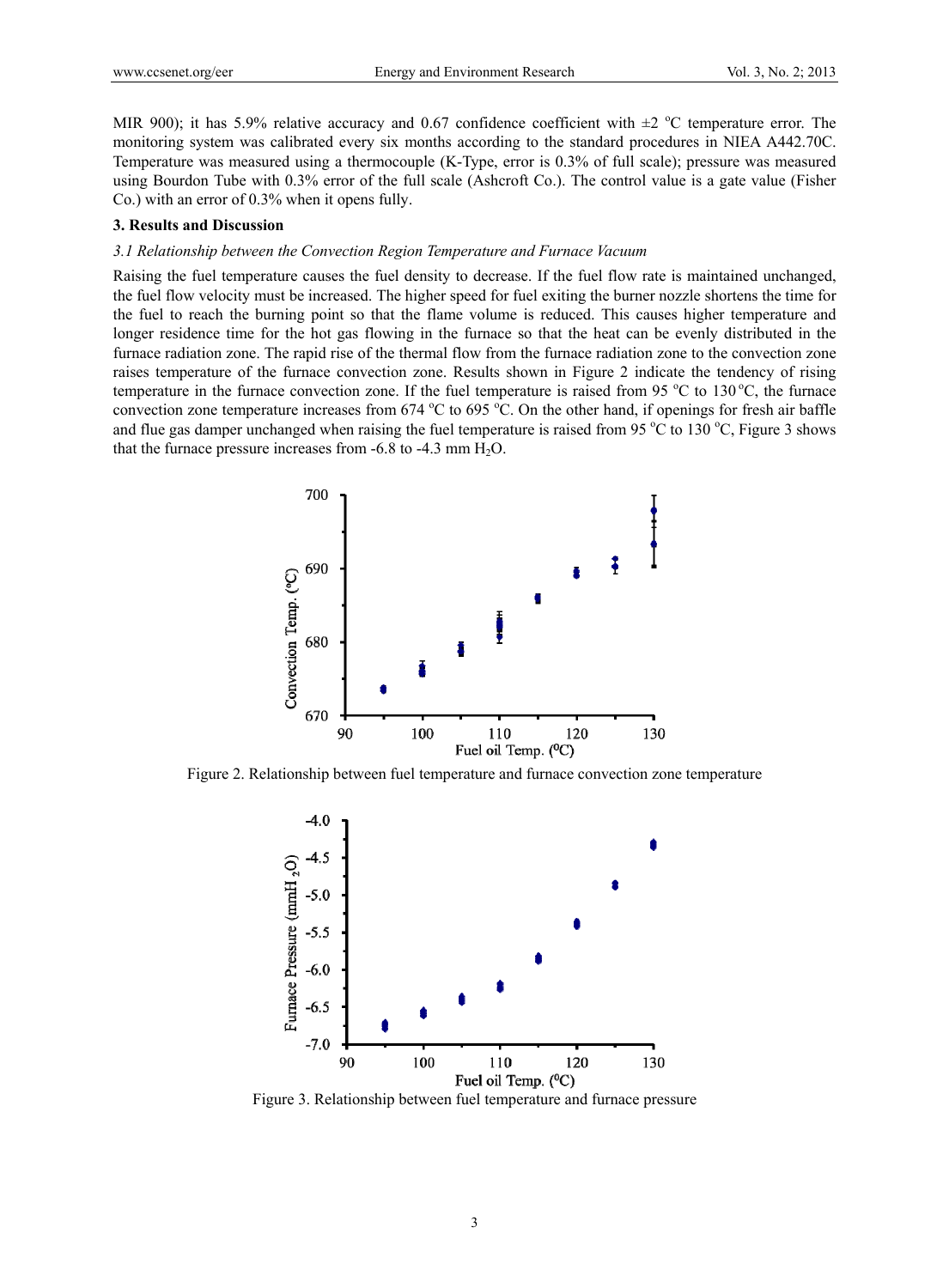MIR 900); it has 5.9% relative accuracy and 0.67 confidence coefficient with ±2 °C temperature error. The monitoring system was calibrated every six months according to the standard procedures in NIEA A442.70C. Temperature was measured using a thermocouple (K-Type, error is 0.3% of full scale); pressure was measured using Bourdon Tube with 0.3% error of the full scale (Ashcroft Co.). The control value is a gate value (Fisher Co.) with an error of 0.3% when it opens fully.

## 3. Results and Discussion

### *3.1 Relationship between the Convection Region Temperature and Furnace Vacuum*

Raising the fuel temperature causes the fuel density to decrease. If the fuel flow rate is maintained unchanged, the fuel flow velocity must be increased. The higher speed for fuel exiting the burner nozzle shortens the time for the fuel to reach the burning point so that the flame volume is reduced. This causes higher temperature and longer residence time for the hot gas flowing in the furnace so that the heat can be evenly distributed in the furnace radiation zone. The rapid rise of the thermal flow from the furnace radiation zone to the convection zone raises temperature of the furnace convection zone. Results shown in Figure 2 indicate the tendency of rising temperature in the furnace convection zone. If the fuel temperature is raised from 95 °C to 130 °C, the furnace convection zone temperature increases from 674 °C to 695 °C. On the other hand, if openings for fresh air baffle and flue gas damper unchanged when raising the fuel temperature is raised from 95 °C to 130 °C, Figure 3 shows that the furnace pressure increases from -6.8 to -4.3 mm $H_2O$.

Figure 2. Relationship between fuel temperature and furnace convection zone temperature

Figure 3. Relationship between fuel temperature and furnace pressure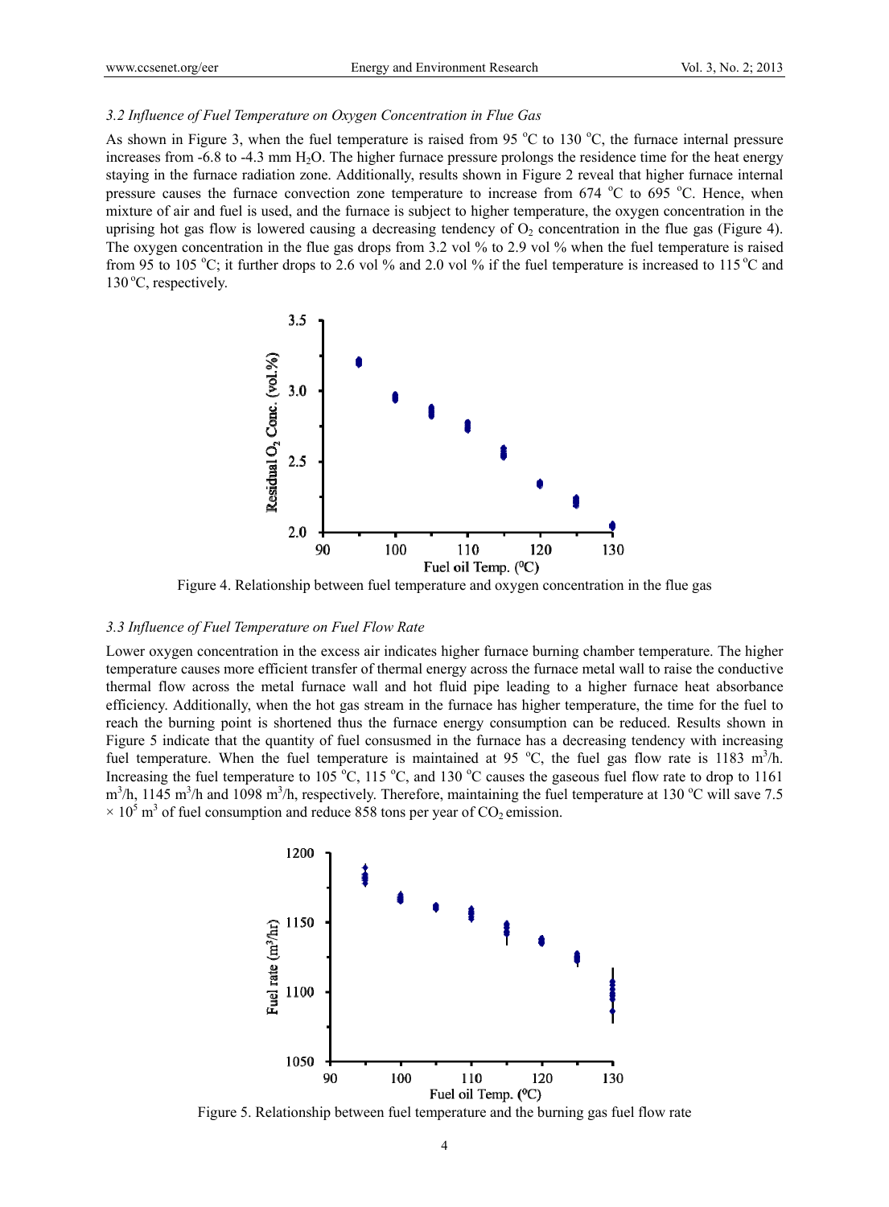### *3.2 Influence of Fuel Temperature on Oxygen Concentration in Flue Gas*

As shown in Figure 3, when the fuel temperature is raised from 95 °C to 130 °C, the furnace internal pressure increases from -6.8 to -4.3 mm $H_2O$. The higher furnace pressure prolongs the residence time for the heat energy staying in the furnace radiation zone. Additionally, results shown in Figure 2 reveal that higher furnace internal pressure causes the furnace convection zone temperature to increase from 674 °C to 695 °C. Hence, when mixture of air and fuel is used, and the furnace is subject to higher temperature, the oxygen concentration in the uprising hot gas flow is lowered causing a decreasing tendency of $O_2$ concentration in the flue gas (Figure 4). The oxygen concentration in the flue gas drops from 3.2 vol % to 2.9 vol % when the fuel temperature is raised from 95 to 105 °C; it further drops to 2.6 vol % and 2.0 vol % if the fuel temperature is increased to 115 °C and 130 °C, respectively.

Figure 4. Relationship between fuel temperature and oxygen concentration in the flue gas

### *3.3 Influence of Fuel Temperature on Fuel Flow Rate*

Lower oxygen concentration in the excess air indicates higher furnace burning chamber temperature. The higher temperature causes more efficient transfer of thermal energy across the furnace metal wall to raise the conductive thermal flow across the metal furnace wall and hot fluid pipe leading to a higher furnace heat absorbance efficiency. Additionally, when the hot gas stream in the furnace has higher temperature, the time for the fuel to reach the burning point is shortened thus the furnace energy consumption can be reduced. Results shown in Figure 5 indicate that the quantity of fuel consusmed in the furnace has a decreasing tendency with increasing fuel temperature. When the fuel temperature is maintained at 95 °C, the fuel gas flow rate is 1183 $m^3$/h. Increasing the fuel temperature to 105 °C, 115 °C, and 130 °C causes the gaseous fuel flow rate to drop to 1161 $m^3$/h, 1145 $m^3$/h and 1098 $m^3$/h, respectively. Therefore, maintaining the fuel temperature at 130 °C will save 7.5 $\times 10^5$ $m^3$ of fuel consumption and reduce 858 tons per year of $CO_2$ emission.

Figure 5. Relationship between fuel temperature and the burning gas fuel flow rate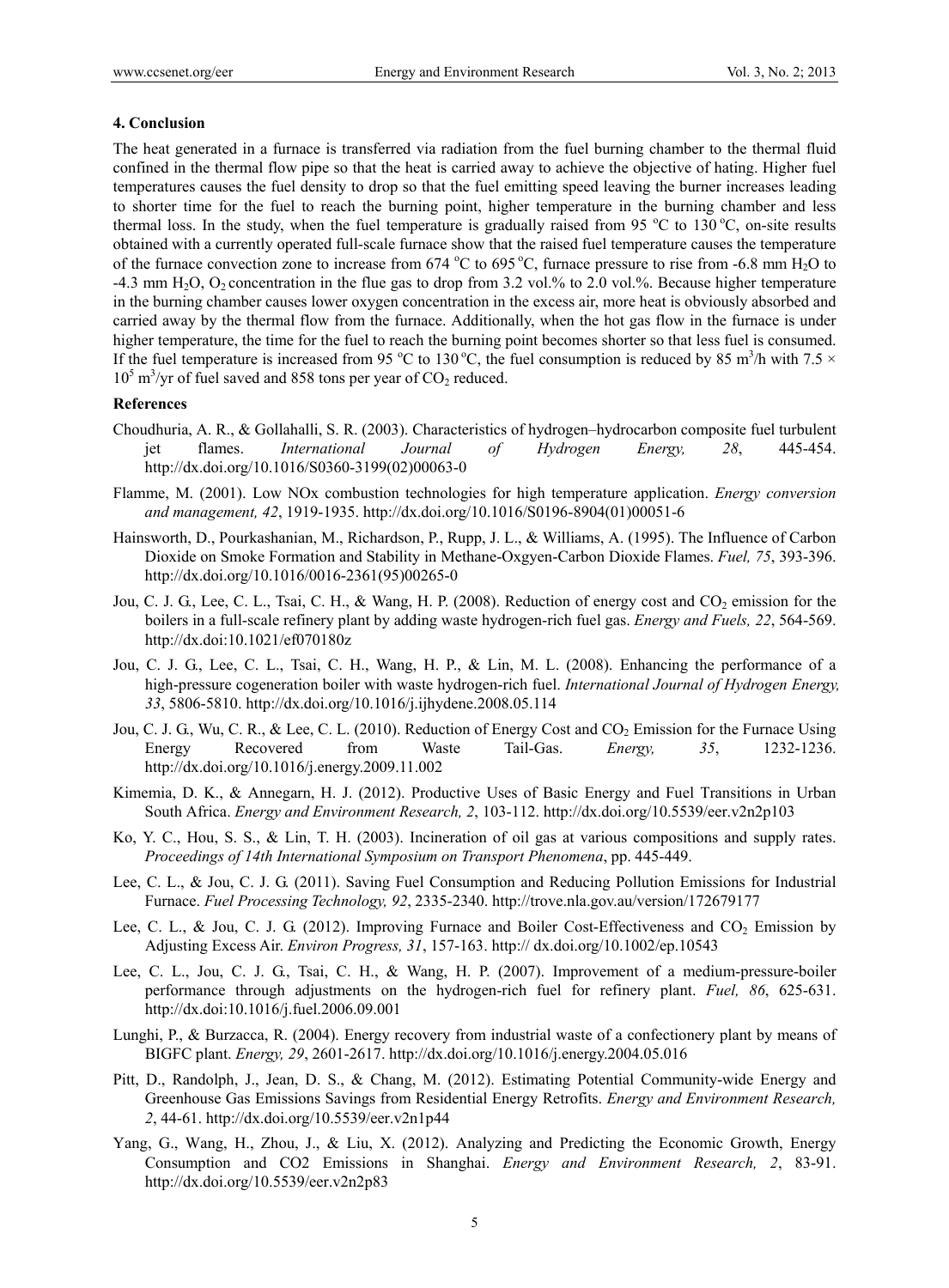## 4. Conclusion

The heat generated in a furnace is transferred via radiation from the fuel burning chamber to the thermal fluid confined in the thermal flow pipe so that the heat is carried away to achieve the objective of hating. Higher fuel temperatures causes the fuel density to drop so that the fuel emitting speed leaving the burner increases leading to shorter time for the fuel to reach the burning point, higher temperature in the burning chamber and less thermal loss. In the study, when the fuel temperature is gradually raised from 95 °C to 130 °C, on-site results obtained with a currently operated full-scale furnace show that the raised fuel temperature causes the temperature of the furnace convection zone to increase from 674 °C to 695 °C, furnace pressure to rise from -6.8 mm $H_2O$ to -4.3 mm $H_2O$, $O_2$ concentration in the flue gas to drop from 3.2 vol.% to 2.0 vol.%. Because higher temperature in the burning chamber causes lower oxygen concentration in the excess air, more heat is obviously absorbed and carried away by the thermal flow from the furnace. Additionally, when the hot gas flow in the furnace is under higher temperature, the time for the fuel to reach the burning point becomes shorter so that less fuel is consumed. If the fuel temperature is increased from 95 °C to 130 °C, the fuel consumption is reduced by 85 $m^3$/h with $7.5 \times 10^5$ $m^3$/yr of fuel saved and 858 tons per year of $CO_2$ reduced.

## References

Choudhuria, A. R., & Gollahalli, S. R. (2003). Characteristics of hydrogen–hydrocarbon composite fuel turbulent jet flames. *International Journal of Hydrogen Energy, 28*, 445-454. http://dx.doi.org/10.1016/S0360-3199(02)00063-0

Flamme, M. (2001). Low NOx combustion technologies for high temperature application. *Energy conversion and management, 42*, 1919-1935. http://dx.doi.org/10.1016/S0196-8904(01)00051-6

Hainsworth, D., Pourkashanian, M., Richardson, P., Rupp, J. L., & Williams, A. (1995). The Influence of Carbon Dioxide on Smoke Formation and Stability in Methane-Oxgyen-Carbon Dioxide Flames. *Fuel, 75*, 393-396. http://dx.doi.org/10.1016/0016-2361(95)00265-0

Jou, C. J. G., Lee, C. L., Tsai, C. H., & Wang, H. P. (2008). Reduction of energy cost and $CO_2$ emission for the boilers in a full-scale refinery plant by adding waste hydrogen-rich fuel gas. *Energy and Fuels, 22*, 564-569. http://dx.doi:10.1021/ef070180z

Jou, C. J. G., Lee, C. L., Tsai, C. H., Wang, H. P., & Lin, M. L. (2008). Enhancing the performance of a high-pressure cogeneration boiler with waste hydrogen-rich fuel. *International Journal of Hydrogen Energy, 33*, 5806-5810. http://dx.doi.org/10.1016/j.ijhydene.2008.05.114

Jou, C. J. G., Wu, C. R., & Lee, C. L. (2010). Reduction of Energy Cost and $CO_2$ Emission for the Furnace Using Energy Recovered from Waste Tail-Gas. *Energy, 35*, 1232-1236. http://dx.doi.org/10.1016/j.energy.2009.11.002

Kimemia, D. K., & Annegarn, H. J. (2012). Productive Uses of Basic Energy and Fuel Transitions in Urban South Africa. *Energy and Environment Research, 2*, 103-112. http://dx.doi.org/10.5539/eer.v2n2p103

Ko, Y. C., Hou, S. S., & Lin, T. H. (2003). Incineration of oil gas at various compositions and supply rates. *Proceedings of 14th International Symposium on Transport Phenomena*, pp. 445-449.

Lee, C. L., & Jou, C. J. G. (2011). Saving Fuel Consumption and Reducing Pollution Emissions for Industrial Furnace. *Fuel Processing Technology, 92*, 2335-2340. http://trove.nla.gov.au/version/172679177

Lee, C. L., & Jou, C. J. G. (2012). Improving Furnace and Boiler Cost-Effectiveness and $CO_2$ Emission by Adjusting Excess Air. *Environ Progress, 31*, 157-163. http:// dx.doi.org/10.1002/ep.10543

Lee, C. L., Jou, C. J. G., Tsai, C. H., & Wang, H. P. (2007). Improvement of a medium-pressure-boiler performance through adjustments on the hydrogen-rich fuel for refinery plant. *Fuel, 86*, 625-631. http://dx.doi:10.1016/j.fuel.2006.09.001

Lunghi, P., & Burzacca, R. (2004). Energy recovery from industrial waste of a confectionery plant by means of BIGFC plant. *Energy, 29*, 2601-2617. http://dx.doi.org/10.1016/j.energy.2004.05.016

Pitt, D., Randolph, J., Jean, D. S., & Chang, M. (2012). Estimating Potential Community-wide Energy and Greenhouse Gas Emissions Savings from Residential Energy Retrofits. *Energy and Environment Research, 2*, 44-61. http://dx.doi.org/10.5539/eer.v2n1p44

Yang, G., Wang, H., Zhou, J., & Liu, X. (2012). Analyzing and Predicting the Economic Growth, Energy Consumption and CO2 Emissions in Shanghai. *Energy and Environment Research, 2*, 83-91. http://dx.doi.org/10.5539/eer.v2n2p83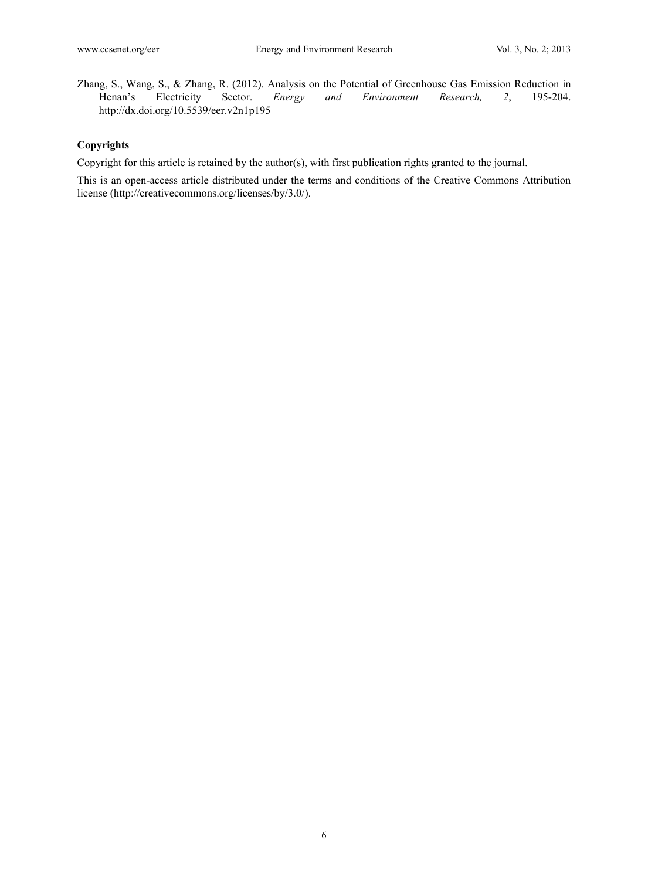Zhang, S., Wang, S., & Zhang, R. (2012). Analysis on the Potential of Greenhouse Gas Emission Reduction in Henan's Electricity Sector. *Energy and Environment Research, 2*, 195-204. http://dx.doi.org/10.5539/eer.v2n1p195

**Copyrights**

Copyright for this article is retained by the author(s), with first publication rights granted to the journal.

This is an open-access article distributed under the terms and conditions of the Creative Commons Attribution license (http://creativecommons.org/licenses/by/3.0/).